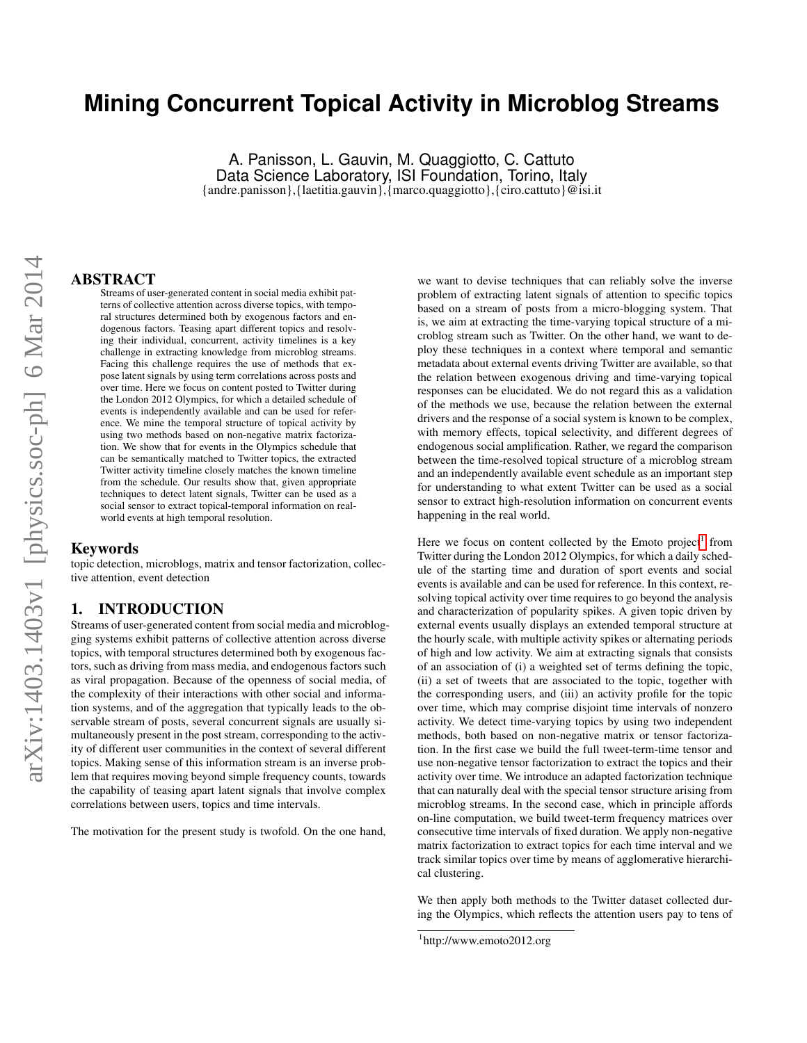# Mining Concurrent Topical Activity in Microblog Streams

A. Panisson, L. Gauvin, M. Quaggiotto, C. Cattuto
Data Science Laboratory, ISI Foundation, Torino, Italy
{andre.panisson},{laetitia.gauvin},{marco.quaggiotto},{ciro.cattuto}@isi.it

## ABSTRACT

Streams of user-generated content in social media exhibit patterns of collective attention across diverse topics, with temporal structures determined both by exogenous factors and endogenous factors. Teasing apart different topics and resolving their individual, concurrent, activity timelines is a key challenge in extracting knowledge from microblog streams. Facing this challenge requires the use of methods that expose latent signals by using term correlations across posts and over time. Here we focus on content posted to Twitter during the London 2012 Olympics, for which a detailed schedule of events is independently available and can be used for reference. We mine the temporal structure of topical activity by using two methods based on non-negative matrix factorization. We show that for events in the Olympics schedule that can be semantically matched to Twitter topics, the extracted Twitter activity timeline closely matches the known timeline from the schedule. Our results show that, given appropriate techniques to detect latent signals, Twitter can be used as a social sensor to extract topical-temporal information on real-world events at high temporal resolution.

## Keywords

topic detection, microblogs, matrix and tensor factorization, collective attention, event detection

## 1. INTRODUCTION

Streams of user-generated content from social media and microblogging systems exhibit patterns of collective attention across diverse topics, with temporal structures determined both by exogenous factors, such as driving from mass media, and endogenous factors such as viral propagation. Because of the openness of social media, of the complexity of their interactions with other social and information systems, and of the aggregation that typically leads to the observable stream of posts, several concurrent signals are usually simultaneously present in the post stream, corresponding to the activity of different user communities in the context of several different topics. Making sense of this information stream is an inverse problem that requires moving beyond simple frequency counts, towards the capability of teasing apart latent signals that involve complex correlations between users, topics and time intervals.

The motivation for the present study is twofold. On the one hand, we want to devise techniques that can reliably solve the inverse problem of extracting latent signals of attention to specific topics based on a stream of posts from a micro-blogging system. That is, we aim at extracting the time-varying topical structure of a microblog stream such as Twitter. On the other hand, we want to deploy these techniques in a context where temporal and semantic metadata about external events driving Twitter are available, so that the relation between exogenous driving and time-varying topical responses can be elucidated. We do not regard this as a validation of the methods we use, because the relation between the external drivers and the response of a social system is known to be complex, with memory effects, topical selectivity, and different degrees of endogenous social amplification. Rather, we regard the comparison between the time-resolved topical structure of a microblog stream and an independently available event schedule as an important step for understanding to what extent Twitter can be used as a social sensor to extract high-resolution information on concurrent events happening in the real world.

Here we focus on content collected by the Emoto project[1] from Twitter during the London 2012 Olympics, for which a daily schedule of the starting time and duration of sport events and social events is available and can be used for reference. In this context, resolving topical activity over time requires to go beyond the analysis and characterization of popularity spikes. A given topic driven by external events usually displays an extended temporal structure at the hourly scale, with multiple activity spikes or alternating periods of high and low activity. We aim at extracting signals that consists of an association of (i) a weighted set of terms defining the topic, (ii) a set of tweets that are associated to the topic, together with the corresponding users, and (iii) an activity profile for the topic over time, which may comprise disjoint time intervals of nonzero activity. We detect time-varying topics by using two independent methods, both based on non-negative matrix or tensor factorization. In the first case we build the full tweet-term-time tensor and use non-negative tensor factorization to extract the topics and their activity over time. We introduce an adapted factorization technique that can naturally deal with the special tensor structure arising from microblog streams. In the second case, which in principle affords on-line computation, we build tweet-term frequency matrices over consecutive time intervals of fixed duration. We apply non-negative matrix factorization to extract topics for each time interval and we track similar topics over time by means of agglomerative hierarchical clustering.

We then apply both methods to the Twitter dataset collected during the Olympics, which reflects the attention users pay to tens of

[1] http://www.emoto2012.org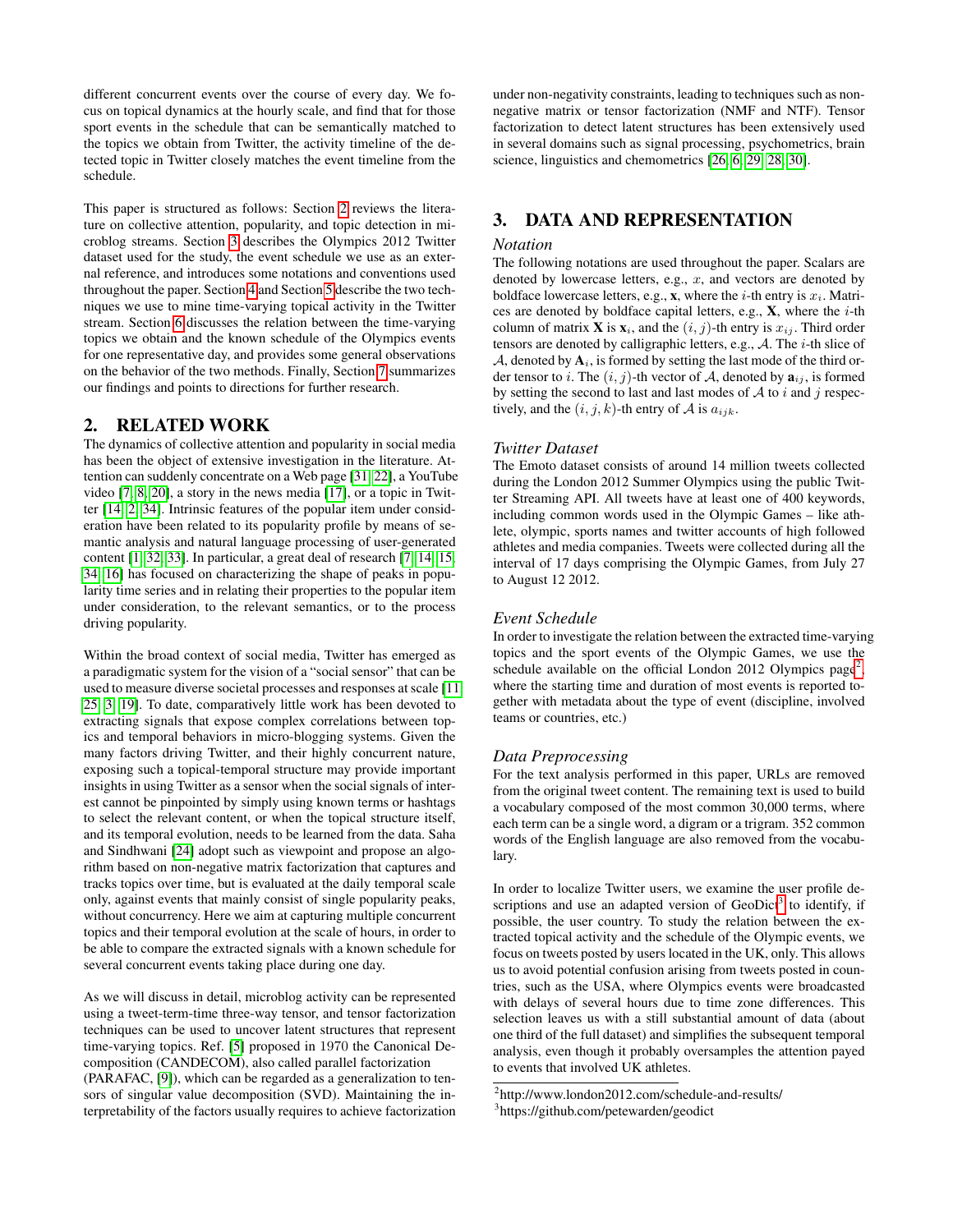different concurrent events over the course of every day. We focus on topical dynamics at the hourly scale, and find that for those sport events in the schedule that can be semantically matched to the topics we obtain from Twitter, the activity timeline of the detected topic in Twitter closely matches the event timeline from the schedule.

This paper is structured as follows: Section 2 reviews the literature on collective attention, popularity, and topic detection in microblog streams. Section 3 describes the Olympics 2012 Twitter dataset used for the study, the event schedule we use as an external reference, and introduces some notations and conventions used throughout the paper. Section 4 and Section 5 describe the two techniques we use to mine time-varying topical activity in the Twitter stream. Section 6 discusses the relation between the time-varying topics we obtain and the known schedule of the Olympics events for one representative day, and provides some general observations on the behavior of the two methods. Finally, Section 7 summarizes our findings and points to directions for further research.

## 2. RELATED WORK

The dynamics of collective attention and popularity in social media has been the object of extensive investigation in the literature. Attention can suddenly concentrate on a Web page [31, 22], a YouTube video [7, 8, 20], a story in the news media [17], or a topic in Twitter [14, 2, 34]. Intrinsic features of the popular item under consideration have been related to its popularity profile by means of semantic analysis and natural language processing of user-generated content [1, 32, 33]. In particular, a great deal of research [7, 14, 15, 34, 16] has focused on characterizing the shape of peaks in popularity time series and in relating their properties to the popular item under consideration, to the relevant semantics, or to the process driving popularity.

Within the broad context of social media, Twitter has emerged as a paradigmatic system for the vision of a "social sensor" that can be used to measure diverse societal processes and responses at scale [11, 25, 3, 19]. To date, comparatively little work has been devoted to extracting signals that expose complex correlations between topics and temporal behaviors in micro-blogging systems. Given the many factors driving Twitter, and their highly concurrent nature, exposing such a topical-temporal structure may provide important insights in using Twitter as a sensor when the social signals of interest cannot be pinpointed by simply using known terms or hashtags to select the relevant content, or when the topical structure itself, and its temporal evolution, needs to be learned from the data. Saha and Sindhwani [24] adopt such as viewpoint and propose an algorithm based on non-negative matrix factorization that captures and tracks topics over time, but is evaluated at the daily temporal scale only, against events that mainly consist of single popularity peaks, without concurrency. Here we aim at capturing multiple concurrent topics and their temporal evolution at the scale of hours, in order to be able to compare the extracted signals with a known schedule for several concurrent events taking place during one day.

As we will discuss in detail, microblog activity can be represented using a tweet-term-time three-way tensor, and tensor factorization techniques can be used to uncover latent structures that represent time-varying topics. Ref. [5] proposed in 1970 the Canonical Decomposition (CANDECOM), also called parallel factorization (PARAFAC, [9]), which can be regarded as a generalization to tensors of singular value decomposition (SVD). Maintaining the interpretability of the factors usually requires to achieve factorization under non-negativity constraints, leading to techniques such as non-negative matrix or tensor factorization (NMF and NTF). Tensor factorization to detect latent structures has been extensively used in several domains such as signal processing, psychometrics, brain science, linguistics and chemometrics [26, 6, 29, 28, 30].

## 3. DATA AND REPRESENTATION

### *Notation*

The following notations are used throughout the paper. Scalars are denoted by lowercase letters, e.g., $x$, and vectors are denoted by boldface lowercase letters, e.g., $\mathbf{x}$, where the $i$-th entry is $x_i$. Matrices are denoted by boldface capital letters, e.g., $\mathbf{X}$, where the $i$-th column of matrix $\mathbf{X}$ is $\mathbf{x}_i$, and the $(i, j)$-th entry is $x_{ij}$. Third order tensors are denoted by calligraphic letters, e.g., $\mathcal{A}$. The $i$-th slice of $\mathcal{A}$, denoted by $\mathbf{A}_i$, is formed by setting the last mode of the third order tensor to $i$. The $(i, j)$-th vector of $\mathcal{A}$, denoted by $\mathbf{a}_{ij}$, is formed by setting the second to last and last modes of $\mathcal{A}$ to $i$ and $j$ respectively, and the $(i, j, k)$-th entry of $\mathcal{A}$ is $a_{ijk}$.

### *Twitter Dataset*

The Emoto dataset consists of around 14 million tweets collected during the London 2012 Summer Olympics using the public Twitter Streaming API. All tweets have at least one of 400 keywords, including common words used in the Olympic Games – like athlete, olympic, sports names and twitter accounts of high followed athletes and media companies. Tweets were collected during all the interval of 17 days comprising the Olympic Games, from July 27 to August 12 2012.

### *Event Schedule*

In order to investigate the relation between the extracted time-varying topics and the sport events of the Olympic Games, we use the schedule available on the official London 2012 Olympics page[2], where the starting time and duration of most events is reported together with metadata about the type of event (discipline, involved teams or countries, etc.)

### *Data Preprocessing*

For the text analysis performed in this paper, URLs are removed from the original tweet content. The remaining text is used to build a vocabulary composed of the most common 30,000 terms, where each term can be a single word, a digram or a trigram. 352 common words of the English language are also removed from the vocabulary.

In order to localize Twitter users, we examine the user profile descriptions and use an adapted version of GeoDict[3] to identify, if possible, the user country. To study the relation between the extracted topical activity and the schedule of the Olympic events, we focus on tweets posted by users located in the UK, only. This allows us to avoid potential confusion arising from tweets posted in countries, such as the USA, where Olympics events were broadcasted with delays of several hours due to time zone differences. This selection leaves us with a still substantial amount of data (about one third of the full dataset) and simplifies the subsequent temporal analysis, even though it probably oversamples the attention payed to events that involved UK athletes.

[2] http://www.london2012.com/schedule-and-results/

[3] https://github.com/petewarden/geodict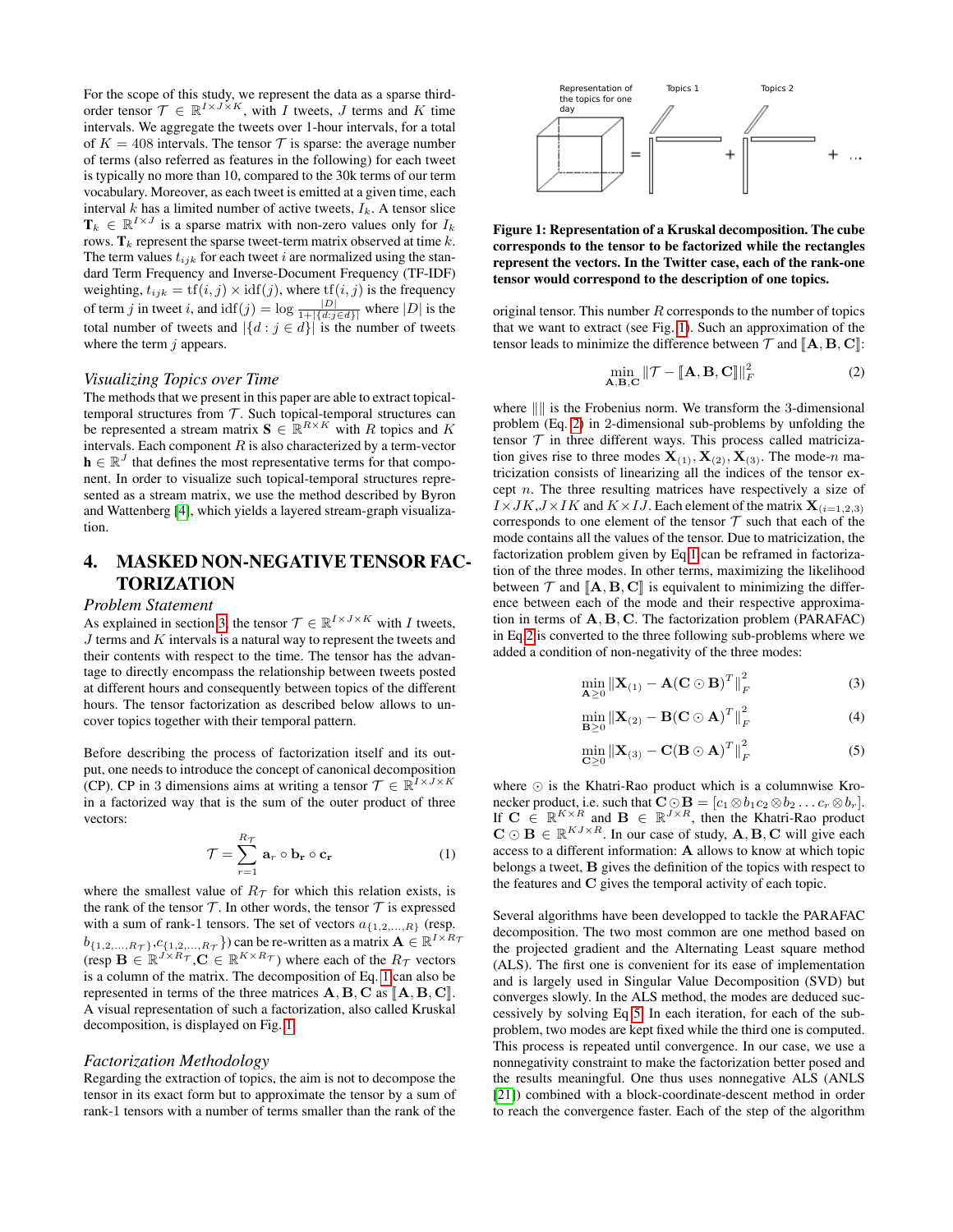For the scope of this study, we represent the data as a sparse third-order tensor $\mathcal{T} \in \mathbb{R}^{I\times J\times K}$, with $I$ tweets, $J$ terms and $K$ time intervals. We aggregate the tweets over 1-hour intervals, for a total of $K = 408$ intervals. The tensor $\mathcal{T}$ is sparse: the average number of terms (also referred as features in the following) for each tweet is typically no more than 10, compared to the 30k terms of our term vocabulary. Moreover, as each tweet is emitted at a given time, each interval $k$ has a limited number of active tweets, $I_k$. A tensor slice $\mathbf{T}_k \in \mathbb{R}^{I\times J}$ is a sparse matrix with non-zero values only for $I_k$ rows. $\mathbf{T}_k$ represent the sparse tweet-term matrix observed at time $k$. The term values $t_{ijk}$ for each tweet $i$ are normalized using the standard Term Frequency and Inverse-Document Frequency (TF-IDF) weighting, $t_{ijk} = \mathrm{tf}(i,j) \times \mathrm{idf}(j)$, where $\mathrm{tf}(i,j)$ is the frequency of term $j$ in tweet $i$, and $\mathrm{idf}(j) = \log \frac{|D|}{1+|\{d:j\in d\}|}$ where $|D|$ is the total number of tweets and $|\{d : j \in d\}|$ is the number of tweets where the term $j$ appears.

### *Visualizing Topics over Time*

The methods that we present in this paper are able to extract topical-temporal structures from $\mathcal{T}$. Such topical-temporal structures can be represented a stream matrix $\mathbf{S} \in \mathbb{R}^{R\times K}$ with $R$ topics and $K$ intervals. Each component $R$ is also characterized by a term-vector $\mathbf{h} \in \mathbb{R}^{J}$ that defines the most representative terms for that component. In order to visualize such topical-temporal structures represented as a stream matrix, we use the method described by Byron and Wattenberg [4], which yields a layered stream-graph visualization.

## 4. MASKED NON-NEGATIVE TENSOR FACTORIZATION

### *Problem Statement*

As explained in section 3, the tensor $\mathcal{T} \in \mathbb{R}^{I\times J\times K}$ with $I$ tweets, $J$ terms and $K$ intervals is a natural way to represent the tweets and their contents with respect to the time. The tensor has the advantage to directly encompass the relationship between tweets posted at different hours and consequently between topics of the different hours. The tensor factorization as described below allows to uncover topics together with their temporal pattern.

Before describing the process of factorization itself and its output, one needs to introduce the concept of canonical decomposition (CP). CP in 3 dimensions aims at writing a tensor $\mathcal{T} \in \mathbb{R}^{I\times J\times K}$ in a factorized way that is the sum of the outer product of three vectors:

$$\mathcal{T} = \sum_{r=1}^{R_{\mathcal{T}}} \mathbf{a}_r \circ \mathbf{b_r} \circ \mathbf{c_r} \tag{1}$$

where the smallest value of $R_{\mathcal{T}}$ for which this relation exists, is the rank of the tensor $\mathcal{T}$. In other words, the tensor $\mathcal{T}$ is expressed via a sum of rank-1 tensors. The set of vectors $a_{\{1,2,...,R\}}$ (resp. $b_{\{1,2,...,R_{\mathcal{T}}\}}$,$c_{\{1,2,...,R_{\mathcal{T}}\}}$) can be re-written as a matrix $\mathbf{A} \in \mathbb{R}^{I\times R_{\mathcal{T}}}$ (resp $\mathbf{B} \in \mathbb{R}^{J\times R_{\mathcal{T}}}$,$\mathbf{C} \in \mathbb{R}^{K\times R_{\mathcal{T}}}$) where each of the $R_{\mathcal{T}}$ vectors is a column of the matrix. The decomposition of Eq. 1 can also be represented in terms of the three matrices $\mathbf{A}, \mathbf{B}, \mathbf{C}$ as $[\![\mathbf{A}, \mathbf{B}, \mathbf{C}]\!]$. A visual representation of such a factorization, also called Kruskal decomposition, is displayed on Fig. 1.

### *Factorization Methodology*

Regarding the extraction of topics, the aim is not to decompose the tensor in its exact form but to approximate the tensor by a sum of rank-1 tensors with a number of terms smaller than the rank of the original tensor. This number $R$ corresponds to the number of topics that we want to extract (see Fig. 1). Such an approximation of the tensor leads to minimize the difference between $\mathcal{T}$ and $[\![\mathbf{A}, \mathbf{B}, \mathbf{C}]\!]$:

**Figure 1: Representation of a Kruskal decomposition. The cube corresponds to the tensor to be factorized while the rectangles represent the vectors. In the Twitter case, each of the rank-one tensor would correspond to the description of one topics.**

$$\min_{\mathbf{A},\mathbf{B},\mathbf{C}} \|\mathcal{T} - [\![\mathbf{A}, \mathbf{B}, \mathbf{C}]\!]\|_F^2 \tag{2}$$

where $\|\|$ is the Frobenius norm. We transform the 3-dimensional problem (Eq. 2) in 2-dimensional sub-problems by unfolding the tensor $\mathcal{T}$ in three different ways. This process called matricization gives rise to three modes $\mathbf{X}_{(1)}, \mathbf{X}_{(2)}, \mathbf{X}_{(3)}$. The mode-$n$ matricization consists of linearizing all the indices of the tensor except $n$. The three resulting matrices have respectively a size of $I \times JK$,$J \times IK$ and $K \times IJ$. Each element of the matrix $\mathbf{X}_{(i=1,2,3)}$ corresponds to one element of the tensor $\mathcal{T}$ such that each of the mode contains all the values of the tensor. Due to matricization, the factorization problem given by Eq 1 can be reframed in factorization of the three modes. In other terms, maximizing the likelihood between $\mathcal{T}$ and $[\![\mathbf{A}, \mathbf{B}, \mathbf{C}]\!]$ is equivalent to minimizing the difference between each of the mode and their respective approximation in terms of $\mathbf{A}, \mathbf{B}, \mathbf{C}$. The factorization problem (PARAFAC) in Eq 2 is converted to the three following sub-problems where we added a condition of non-negativity of the three modes:

$$\min_{\mathbf{A}\geq 0} \|\mathbf{X}_{(1)} - \mathbf{A}(\mathbf{C} \odot \mathbf{B})^T\|_F^2 \tag{3}$$

$$\min_{\mathbf{B}\geq 0} \|\mathbf{X}_{(2)} - \mathbf{B}(\mathbf{C} \odot \mathbf{A})^T\|_F^2 \tag{4}$$

$$\min_{\mathbf{C}\geq 0} \|\mathbf{X}_{(3)} - \mathbf{C}(\mathbf{B} \odot \mathbf{A})^T\|_F^2 \tag{5}$$

where $\odot$ is the Khatri-Rao product which is a columnwise Kronecker product, i.e. such that $\mathbf{C} \odot \mathbf{B} = [c_1 \otimes b_1 c_2 \otimes b_2 \ldots c_r \otimes b_r]$. If $\mathbf{C} \in \mathbb{R}^{K\times R}$ and $\mathbf{B} \in \mathbb{R}^{J\times R}$, then the Khatri-Rao product $\mathbf{C} \odot \mathbf{B} \in \mathbb{R}^{KJ\times R}$. In our case of study, $\mathbf{A}, \mathbf{B}, \mathbf{C}$ will give each access to a different information: $\mathbf{A}$ allows to know at which topic belongs a tweet, $\mathbf{B}$ gives the definition of the topics with respect to the features and $\mathbf{C}$ gives the temporal activity of each topic.

Several algorithms have been developped to tackle the PARAFAC decomposition. The two most common are one method based on the projected gradient and the Alternating Least square method (ALS). The first one is convenient for its ease of implementation and is largely used in Singular Value Decomposition (SVD) but converges slowly. In the ALS method, the modes are deduced successively by solving Eq 5. In each iteration, for each of the sub-problem, two modes are kept fixed while the third one is computed. This process is repeated until convergence. In our case, we use a nonnegativity constraint to make the factorization better posed and the results meaningful. One thus uses nonnegative ALS (ANLS [21]) combined with a block-coordinate-descent method in order to reach the convergence faster. Each of the step of the algorithm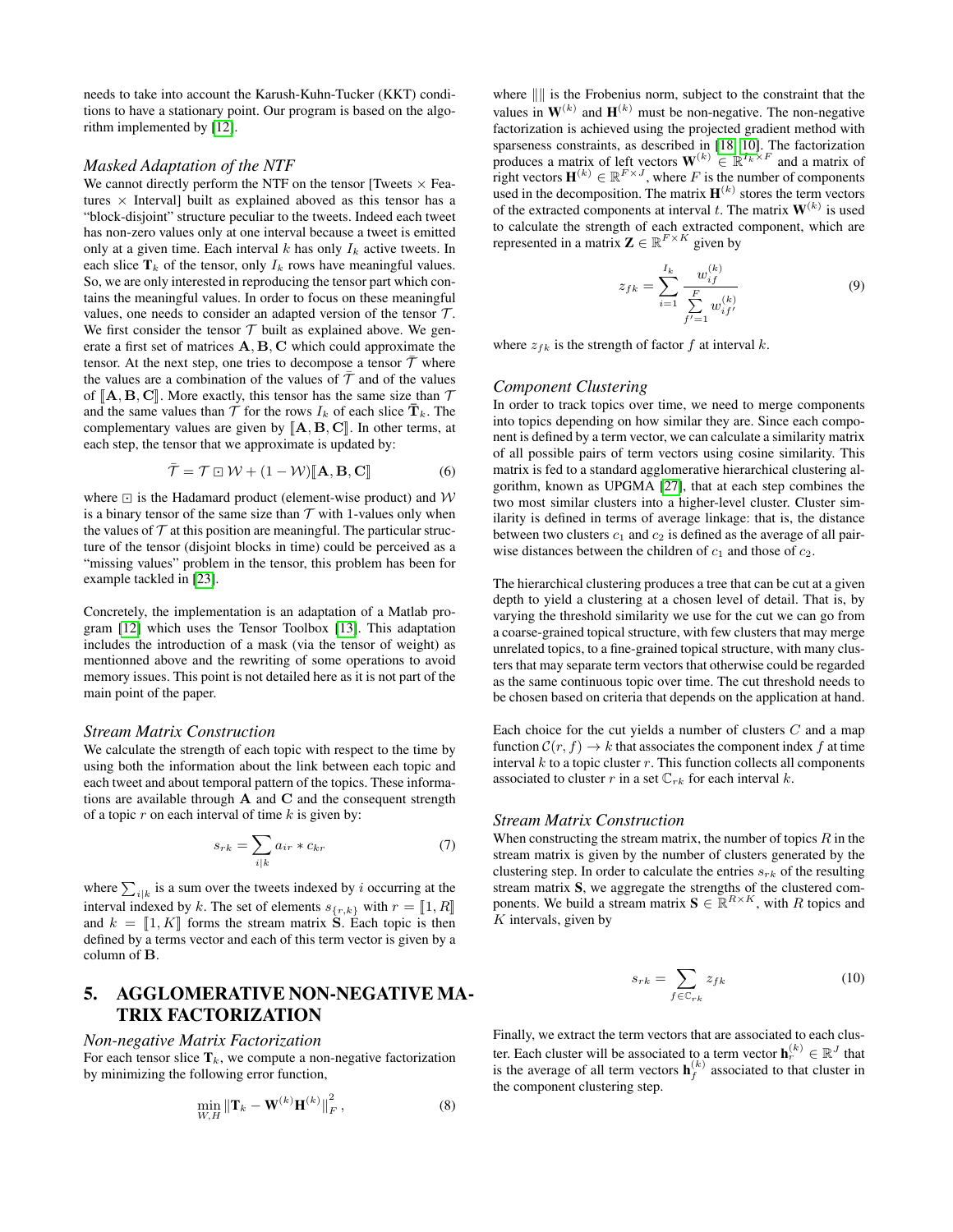needs to take into account the Karush-Kuhn-Tucker (KKT) conditions to have a stationary point. Our program is based on the algorithm implemented by [12].

### Masked Adaptation of the NTF

We cannot directly perform the NTF on the tensor [Tweets × Features × Interval] built as explained aboved as this tensor has a "block-disjoint" structure peculiar to the tweets. Indeed each tweet has non-zero values only at one interval because a tweet is emitted only at a given time. Each interval $k$ has only $I_k$ active tweets. In each slice $\mathbf{T}_k$ of the tensor, only $I_k$ rows have meaningful values. So, we are only interested in reproducing the tensor part which contains the meaningful values. In order to focus on these meaningful values, one needs to consider an adapted version of the tensor $\mathcal{T}$. We first consider the tensor $\mathcal{T}$ built as explained above. We generate a first set of matrices $\mathbf{A}, \mathbf{B}, \mathbf{C}$ which could approximate the tensor. At the next step, one tries to decompose a tensor $\bar{\mathcal{T}}$ where the values are a combination of the values of $\bar{\mathcal{T}}$ and of the values of $[\![\mathbf{A}, \mathbf{B}, \mathbf{C}]\!]$. More exactly, this tensor has the same size than $\mathcal{T}$ and the same values than $\mathcal{T}$ for the rows $I_k$ of each slice $\bar{\mathbf{T}}_k$. The complementary values are given by $[\![\mathbf{A}, \mathbf{B}, \mathbf{C}]\!]$. In other terms, at each step, the tensor that we approximate is updated by:

$$\bar{\mathcal{T}} = \mathcal{T} \boxdot \mathcal{W} + (1 - \mathcal{W})[\![\mathbf{A}, \mathbf{B}, \mathbf{C}]\!] \tag{6}$$

where $\boxdot$ is the Hadamard product (element-wise product) and $\mathcal{W}$ is a binary tensor of the same size than $\mathcal{T}$ with 1-values only when the values of $\mathcal{T}$ at this position are meaningful. The particular structure of the tensor (disjoint blocks in time) could be perceived as a "missing values" problem in the tensor, this problem has been for example tackled in [23].

Concretely, the implementation is an adaptation of a Matlab program [12] which uses the Tensor Toolbox [13]. This adaptation includes the introduction of a mask (via the tensor of weight) as mentionned above and the rewriting of some operations to avoid memory issues. This point is not detailed here as it is not part of the main point of the paper.

### Stream Matrix Construction

We calculate the strength of each topic with respect to the time by using both the information about the link between each topic and each tweet and about temporal pattern of the topics. These informations are available through $\mathbf{A}$ and $\mathbf{C}$ and the consequent strength of a topic $r$ on each interval of time $k$ is given by:

$$s_{rk} = \sum_{i|k} a_{ir} * c_{kr} \tag{7}$$

where $\sum_{i|k}$ is a sum over the tweets indexed by $i$ occurring at the interval indexed by $k$. The set of elements $s_{\{r,k\}}$ with $r = [\![1, R]\!]$ and $k = [\![1, K]\!]$ forms the stream matrix $\mathbf{S}$. Each topic is then defined by a terms vector and each of this term vector is given by a column of $\mathbf{B}$.

## 5. AGGLOMERATIVE NON-NEGATIVE MATRIX FACTORIZATION

### Non-negative Matrix Factorization

For each tensor slice $\mathbf{T}_k$, we compute a non-negative factorization by minimizing the following error function,

$$\min_{W,H} \|\mathbf{T}_k - \mathbf{W}^{(k)}\mathbf{H}^{(k)}\|_F^2, \tag{8}$$

where $\|\|$ is the Frobenius norm, subject to the constraint that the values in $\mathbf{W}^{(k)}$ and $\mathbf{H}^{(k)}$ must be non-negative. The non-negative factorization is achieved using the projected gradient method with sparseness constraints, as described in [18, 10]. The factorization produces a matrix of left vectors $\mathbf{W}^{(k)} \in \mathbb{R}^{I_k \times F}$ and a matrix of right vectors $\mathbf{H}^{(k)} \in \mathbb{R}^{F \times J}$, where $F$ is the number of components used in the decomposition. The matrix $\mathbf{H}^{(k)}$ stores the term vectors of the extracted components at interval $t$. The matrix $\mathbf{W}^{(k)}$ is used to calculate the strength of each extracted component, which are represented in a matrix $\mathbf{Z} \in \mathbb{R}^{F \times K}$ given by

$$z_{fk} = \sum_{i=1}^{I_k} \frac{w_{if}^{(k)}}{\sum_{f'=1}^{F} w_{if'}^{(k)}} \tag{9}$$

where $z_{fk}$ is the strength of factor $f$ at interval $k$.

### Component Clustering

In order to track topics over time, we need to merge components into topics depending on how similar they are. Since each component is defined by a term vector, we can calculate a similarity matrix of all possible pairs of term vectors using cosine similarity. This matrix is fed to a standard agglomerative hierarchical clustering algorithm, known as UPGMA [27], that at each step combines the two most similar clusters into a higher-level cluster. Cluster similarity is defined in terms of average linkage: that is, the distance between two clusters $c_1$ and $c_2$ is defined as the average of all pairwise distances between the children of $c_1$ and those of $c_2$.

The hierarchical clustering produces a tree that can be cut at a given depth to yield a clustering at a chosen level of detail. That is, by varying the threshold similarity we use for the cut we can go from a coarse-grained topical structure, with few clusters that may merge unrelated topics, to a fine-grained topical structure, with many clusters that may separate term vectors that otherwise could be regarded as the same continuous topic over time. The cut threshold needs to be chosen based on criteria that depends on the application at hand.

Each choice for the cut yields a number of clusters $C$ and a map function $\mathcal{C}(r, f) \rightarrow k$ that associates the component index $f$ at time interval $k$ to a topic cluster $r$. This function collects all components associated to cluster $r$ in a set $\mathbb{C}_{rk}$ for each interval $k$.

### Stream Matrix Construction

When constructing the stream matrix, the number of topics $R$ in the stream matrix is given by the number of clusters generated by the clustering step. In order to calculate the entries $s_{rk}$ of the resulting stream matrix $\mathbf{S}$, we aggregate the strengths of the clustered components. We build a stream matrix $\mathbf{S} \in \mathbb{R}^{R \times K}$, with $R$ topics and $K$ intervals, given by

$$s_{rk} = \sum_{f \in \mathbb{C}_{rk}} z_{fk} \tag{10}$$

Finally, we extract the term vectors that are associated to each cluster. Each cluster will be associated to a term vector $\mathbf{h}_r^{(k)} \in \mathbb{R}^J$ that is the average of all term vectors $\mathbf{h}_f^{(k)}$ associated to that cluster in the component clustering step.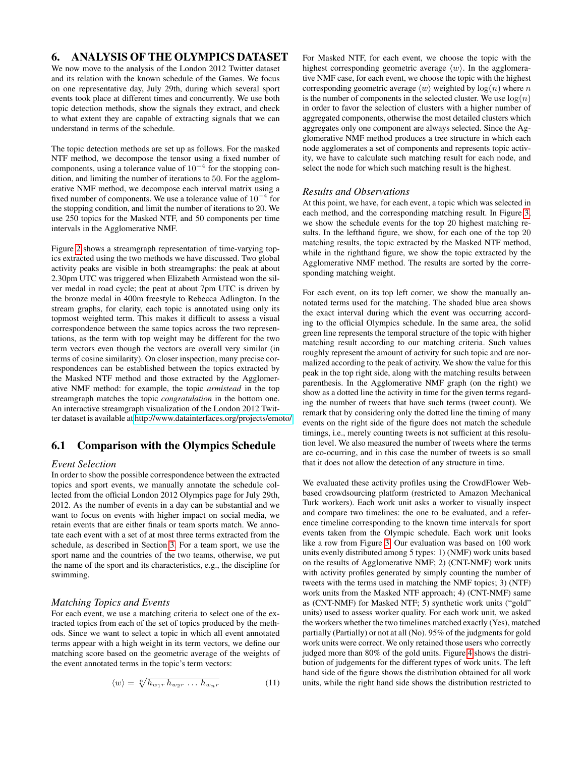## 6. ANALYSIS OF THE OLYMPICS DATASET

We now move to the analysis of the London 2012 Twitter dataset and its relation with the known schedule of the Games. We focus on one representative day, July 29th, during which several sport events took place at different times and concurrently. We use both topic detection methods, show the signals they extract, and check to what extent they are capable of extracting signals that we can understand in terms of the schedule.

The topic detection methods are set up as follows. For the masked NTF method, we decompose the tensor using a fixed number of components, using a tolerance value of $10^{-4}$ for the stopping condition, and limiting the number of iterations to 50. For the agglomerative NMF method, we decompose each interval matrix using a fixed number of components. We use a tolerance value of $10^{-4}$ for the stopping condition, and limit the number of iterations to 20. We use 250 topics for the Masked NTF, and 50 components per time intervals in the Agglomerative NMF.

Figure 2 shows a streamgraph representation of time-varying topics extracted using the two methods we have discussed. Two global activity peaks are visible in both streamgraphs: the peak at about 2.30pm UTC was triggered when Elizabeth Armistead won the silver medal in road cycle; the peat at about 7pm UTC is driven by the bronze medal in 400m freestyle to Rebecca Adlington. In the stream graphs, for clarity, each topic is annotated using only its topmost weighted term. This makes it difficult to assess a visual correspondence between the same topics across the two representations, as the term with top weight may be different for the two term vectors even though the vectors are overall very similar (in terms of cosine similarity). On closer inspection, many precise correspondences can be established between the topics extracted by the Masked NTF method and those extracted by the Agglomerative NMF method: for example, the topic *armistead* in the top streamgraph matches the topic *congratulation* in the bottom one. An interactive streamgraph visualization of the London 2012 Twitter dataset is available at http://www.datainterfaces.org/projects/emoto/

### 6.1 Comparison with the Olympics Schedule

*Event Selection*

In order to show the possible correspondence between the extracted topics and sport events, we manually annotate the schedule collected from the official London 2012 Olympics page for July 29th, 2012. As the number of events in a day can be substantial and we want to focus on events with higher impact on social media, we retain events that are either finals or team sports match. We annotate each event with a set of at most three terms extracted from the schedule, as described in Section 3. For a team sport, we use the sport name and the countries of the two teams, otherwise, we put the name of the sport and its characteristics, e.g., the discipline for swimming.

*Matching Topics and Events*

For each event, we use a matching criteria to select one of the extracted topics from each of the set of topics produced by the methods. Since we want to select a topic in which all event annotated terms appear with a high weight in its term vectors, we define our matching score based on the geometric average of the weights of the event annotated terms in the topic's term vectors:

$$\langle w \rangle = \sqrt[n]{h_{w_1 r}\, h_{w_2 r}\, \ldots\, h_{w_n r}} \tag{11}$$

For Masked NTF, for each event, we choose the topic with the highest corresponding geometric average $\langle w \rangle$. In the agglomerative NMF case, for each event, we choose the topic with the highest corresponding geometric average $\langle w \rangle$ weighted by $\log(n)$ where $n$ is the number of components in the selected cluster. We use $\log(n)$ in order to favor the selection of clusters with a higher number of aggregated components, otherwise the most detailed clusters which aggregates only one component are always selected. Since the Agglomerative NMF method produces a tree structure in which each node agglomerates a set of components and represents topic activity, we have to calculate such matching result for each node, and select the node for which such matching result is the highest.

*Results and Observations*

At this point, we have, for each event, a topic which was selected in each method, and the corresponding matching result. In Figure 3, we show the schedule events for the top 20 highest matching results. In the lefthand figure, we show, for each one of the top 20 matching results, the topic extracted by the Masked NTF method, while in the righthand figure, we show the topic extracted by the Agglomerative NMF method. The results are sorted by the corresponding matching weight.

For each event, on its top left corner, we show the manually annotated terms used for the matching. The shaded blue area shows the exact interval during which the event was occurring according to the official Olympics schedule. In the same area, the solid green line represents the temporal structure of the topic with higher matching result according to our matching criteria. Such values roughly represent the amount of activity for such topic and are normalized according to the peak of activity. We show the value for this peak in the top right side, along with the matching results between parenthesis. In the Agglomerative NMF graph (on the right) we show as a dotted line the activity in time for the given terms regarding the number of tweets that have such terms (tweet count). We remark that by considering only the dotted line the timing of many events on the right side of the figure does not match the schedule timings, i.e., merely counting tweets is not sufficient at this resolution level. We also measured the number of tweets where the terms are co-ocurring, and in this case the number of tweets is so small that it does not allow the detection of any structure in time.

We evaluated these activity profiles using the CrowdFlower Web-based crowdsourcing platform (restricted to Amazon Mechanical Turk workers). Each work unit asks a worker to visually inspect and compare two timelines: the one to be evaluated, and a reference timeline corresponding to the known time intervals for sport events taken from the Olympic schedule. Each work unit looks like a row from Figure 3. Our evaluation was based on 100 work units evenly distributed among 5 types: 1) (NMF) work units based on the results of Agglomerative NMF; 2) (CNT-NMF) work units with activity profiles generated by simply counting the number of tweets with the terms used in matching the NMF topics; 3) (NTF) work units from the Masked NTF approach; 4) (CNT-NMF) same as (CNT-NMF) for Masked NTF; 5) synthetic work units ("gold" units) used to assess worker quality. For each work unit, we asked the workers whether the two timelines matched exactly (Yes), matched partially (Partially) or not at all (No). 95% of the judgments for gold work units were correct. We only retained those users who correctly judged more than 80% of the gold units. Figure 4 shows the distribution of judgements for the different types of work units. The left hand side of the figure shows the distribution obtained for all work units, while the right hand side shows the distribution restricted to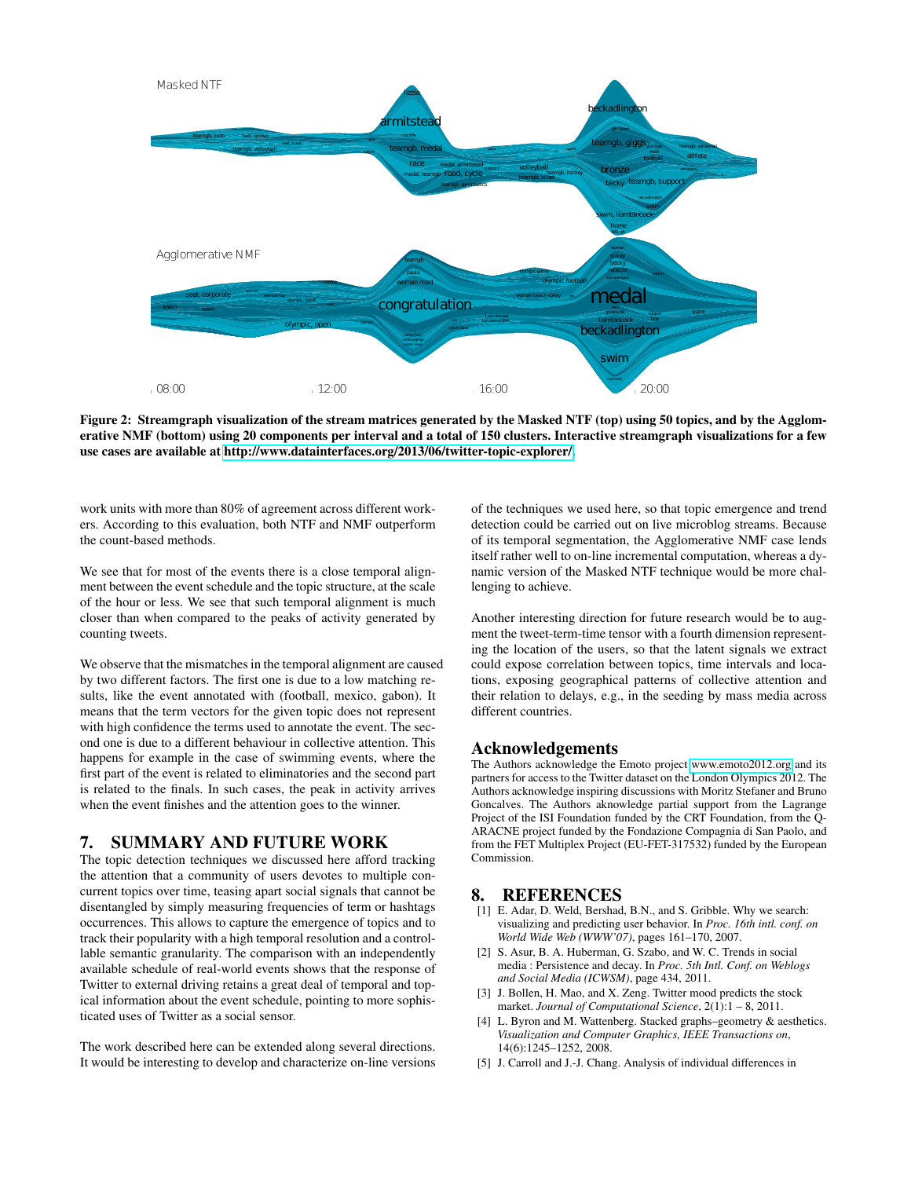**Figure 2: Streamgraph visualization of the stream matrices generated by the Masked NTF (top) using 50 topics, and by the Agglomerative NMF (bottom) using 20 components per interval and a total of 150 clusters. Interactive streamgraph visualizations for a few use cases are available at http://www.datainterfaces.org/2013/06/twitter-topic-explorer/.**

work units with more than 80% of agreement across different workers. According to this evaluation, both NTF and NMF outperform the count-based methods.

We see that for most of the events there is a close temporal alignment between the event schedule and the topic structure, at the scale of the hour or less. We see that such temporal alignment is much closer than when compared to the peaks of activity generated by counting tweets.

We observe that the mismatches in the temporal alignment are caused by two different factors. The first one is due to a low matching results, like the event annotated with (football, mexico, gabon). It means that the term vectors for the given topic does not represent with high confidence the terms used to annotate the event. The second one is due to a different behaviour in collective attention. This happens for example in the case of swimming events, where the first part of the event is related to eliminatories and the second part is related to the finals. In such cases, the peak in activity arrives when the event finishes and the attention goes to the winner.

## 7. SUMMARY AND FUTURE WORK

The topic detection techniques we discussed here afford tracking the attention that a community of users devotes to multiple concurrent topics over time, teasing apart social signals that cannot be disentangled by simply measuring frequencies of term or hashtags occurrences. This allows to capture the emergence of topics and to track their popularity with a high temporal resolution and a controllable semantic granularity. The comparison with an independently available schedule of real-world events shows that the response of Twitter to external driving retains a great deal of temporal and topical information about the event schedule, pointing to more sophisticated uses of Twitter as a social sensor.

The work described here can be extended along several directions. It would be interesting to develop and characterize on-line versions of the techniques we used here, so that topic emergence and trend detection could be carried out on live microblog streams. Because of its temporal segmentation, the Agglomerative NMF case lends itself rather well to on-line incremental computation, whereas a dynamic version of the Masked NTF technique would be more challenging to achieve.

Another interesting direction for future research would be to augment the tweet-term-time tensor with a fourth dimension representing the location of the users, so that the latent signals we extract could expose correlation between topics, time intervals and locations, exposing geographical patterns of collective attention and their relation to delays, e.g., in the seeding by mass media across different countries.

## Acknowledgements

The Authors acknowledge the Emoto project www.emoto2012.org and its partners for access to the Twitter dataset on the London Olympics 2012. The Authors acknowledge inspiring discussions with Moritz Stefaner and Bruno Goncalves. The Authors aknowledge partial support from the Lagrange Project of the ISI Foundation funded by the CRT Foundation, from the Q-ARACNE project funded by the Fondazione Compagnia di San Paolo, and from the FET Multiplex Project (EU-FET-317532) funded by the European Commission.

## 8. REFERENCES

[1] E. Adar, D. Weld, Bershad, B.N., and S. Gribble. Why we search: visualizing and predicting user behavior. In *Proc. 16th intl. conf. on World Wide Web (WWW'07)*, pages 161–170, 2007.

[2] S. Asur, B. A. Huberman, G. Szabo, and W. C. Trends in social media : Persistence and decay. In *Proc. 5th Intl. Conf. on Weblogs and Social Media (ICWSM)*, page 434, 2011.

[3] J. Bollen, H. Mao, and X. Zeng. Twitter mood predicts the stock market. *Journal of Computational Science*, 2(1):1 – 8, 2011.

[4] L. Byron and M. Wattenberg. Stacked graphs–geometry & aesthetics. *Visualization and Computer Graphics, IEEE Transactions on*, 14(6):1245–1252, 2008.

[5] J. Carroll and J.-J. Chang. Analysis of individual differences in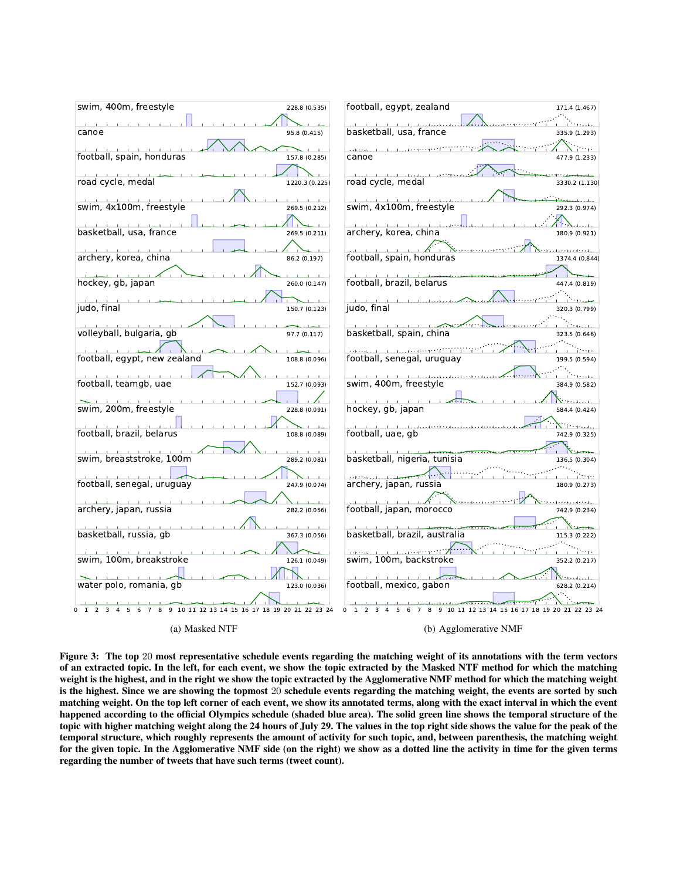| (a) Masked NTF | Peak (weight) | (b) Agglomerative NMF | Peak (weight) |
|---|---|---|---|
| swim, 400m, freestyle | 228.8 (0.535) | football, egypt, zealand | 171.4 (1.467) |
| canoe | 95.8 (0.415) | basketball, usa, france | 335.9 (1.293) |
| football, spain, honduras | 157.8 (0.285) | canoe | 477.9 (1.233) |
| road cycle, medal | 1220.3 (0.225) | road cycle, medal | 3330.2 (1.130) |
| swim, 4x100m, freestyle | 269.5 (0.212) | swim, 4x100m, freestyle | 292.3 (0.974) |
| basketball, usa, france | 269.5 (0.211) | archery, korea, china | 180.9 (0.921) |
| archery, korea, china | 86.2 (0.197) | football, spain, honduras | 1374.4 (0.844) |
| hockey, gb, japan | 260.0 (0.147) | football, brazil, belarus | 447.4 (0.819) |
| judo, final | 150.7 (0.123) | judo, final | 320.3 (0.799) |
| volleyball, bulgaria, gb | 97.7 (0.117) | basketball, spain, china | 323.5 (0.646) |
| football, egypt, new zealand | 108.8 (0.096) | football, senegal, uruguay | 199.5 (0.594) |
| football, teamgb, uae | 152.7 (0.093) | swim, 400m, freestyle | 384.9 (0.582) |
| swim, 200m, freestyle | 228.8 (0.091) | hockey, gb, japan | 584.4 (0.424) |
| football, brazil, belarus | 108.8 (0.089) | football, uae, gb | 742.9 (0.325) |
| swim, breaststroke, 100m | 289.2 (0.081) | basketball, nigeria, tunisia | 136.5 (0.304) |
| football, senegal, uruguay | 247.9 (0.074) | archery, japan, russia | 180.9 (0.273) |
| archery, japan, russia | 282.2 (0.056) | football, japan, morocco | 742.9 (0.234) |
| basketball, russia, gb | 367.3 (0.056) | basketball, brazil, australia | 115.3 (0.222) |
| swim, 100m, breakstroke | 126.1 (0.049) | swim, 100m, backstroke | 352.2 (0.217) |
| water polo, romania, gb | 123.0 (0.036) | football, mexico, gabon | 628.2 (0.214) |

(a) Masked NTF (b) Agglomerative NMF

**Figure 3: The top 20 most representative schedule events regarding the matching weight of its annotations with the term vectors of an extracted topic. In the left, for each event, we show the topic extracted by the Masked NTF method for which the matching weight is the highest, and in the right we show the topic extracted by the Agglomerative NMF method for which the matching weight is the highest. Since we are showing the topmost 20 schedule events regarding the matching weight, the events are sorted by such matching weight. On the top left corner of each event, we show its annotated terms, along with the exact interval in which the event happened according to the official Olympics schedule (shaded blue area). The solid green line shows the temporal structure of the topic with higher matching weight along the 24 hours of July 29. The values in the top right side shows the value for the peak of the temporal structure, which roughly represents the amount of activity for such topic, and, between parenthesis, the matching weight for the given topic. In the Agglomerative NMF side (on the right) we show as a dotted line the activity in time for the given terms regarding the number of tweets that have such terms (tweet count).**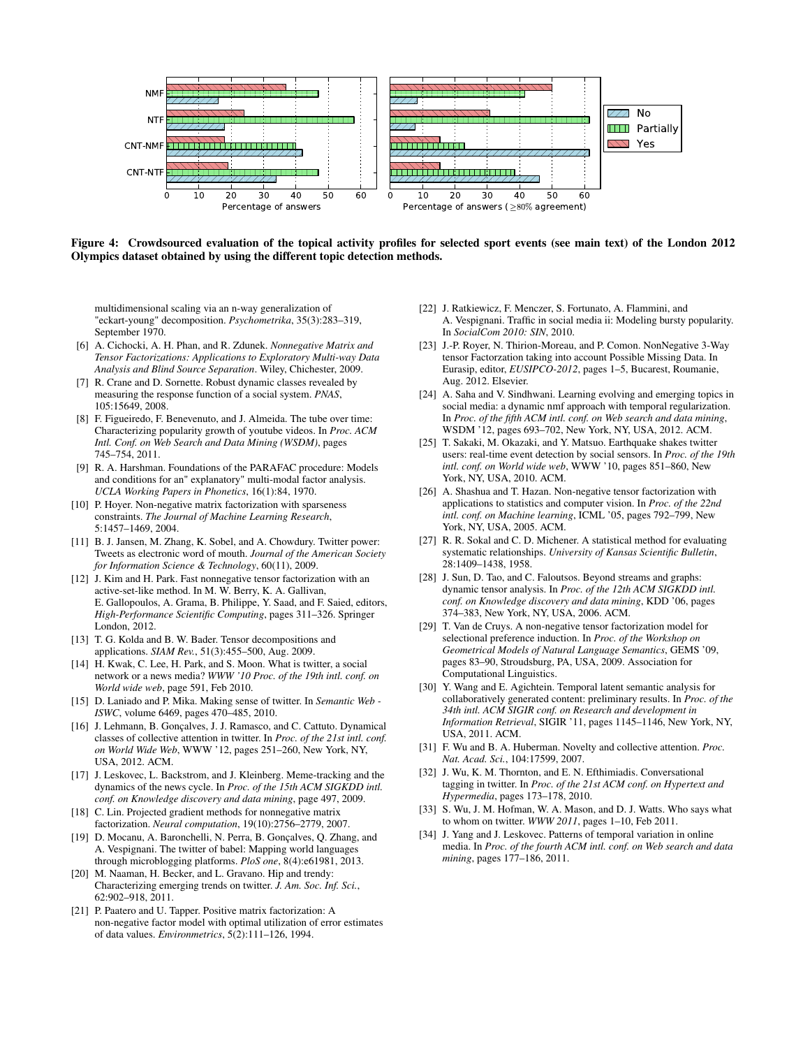NMF
NTF
CNT-NMF
CNT-NTF
0 10 20 30 40 50 60
Percentage of answers

0 10 20 30 40 50 60
Percentage of answers ($\geq$80% agreement)

No
Partially
Yes

**Figure 4: Crowdsourced evaluation of the topical activity profiles for selected sport events (see main text) of the London 2012 Olympics dataset obtained by using the different topic detection methods.**

multidimensional scaling via an n-way generalization of "eckart-young" decomposition. *Psychometrika*, 35(3):283–319, September 1970.

[6] A. Cichocki, A. H. Phan, and R. Zdunek. *Nonnegative Matrix and Tensor Factorizations: Applications to Exploratory Multi-way Data Analysis and Blind Source Separation*. Wiley, Chichester, 2009.

[7] R. Crane and D. Sornette. Robust dynamic classes revealed by measuring the response function of a social system. *PNAS*, 105:15649, 2008.

[8] F. Figueiredo, F. Benevenuto, and J. Almeida. The tube over time: Characterizing popularity growth of youtube videos. In *Proc. ACM Intl. Conf. on Web Search and Data Mining (WSDM)*, pages 745–754, 2011.

[9] R. A. Harshman. Foundations of the PARAFAC procedure: Models and conditions for an" explanatory" multi-modal factor analysis. *UCLA Working Papers in Phonetics*, 16(1):84, 1970.

[10] P. Hoyer. Non-negative matrix factorization with sparseness constraints. *The Journal of Machine Learning Research*, 5:1457–1469, 2004.

[11] B. J. Jansen, M. Zhang, K. Sobel, and A. Chowdury. Twitter power: Tweets as electronic word of mouth. *Journal of the American Society for Information Science & Technology*, 60(11), 2009.

[12] J. Kim and H. Park. Fast nonnegative tensor factorization with an active-set-like method. In M. W. Berry, K. A. Gallivan, E. Gallopoulos, A. Grama, B. Philippe, Y. Saad, and F. Saied, editors, *High-Performance Scientific Computing*, pages 311–326. Springer London, 2012.

[13] T. G. Kolda and B. W. Bader. Tensor decompositions and applications. *SIAM Rev.*, 51(3):455–500, Aug. 2009.

[14] H. Kwak, C. Lee, H. Park, and S. Moon. What is twitter, a social network or a news media? *WWW '10 Proc. of the 19th intl. conf. on World wide web*, page 591, Feb 2010.

[15] D. Laniado and P. Mika. Making sense of twitter. In *Semantic Web - ISWC*, volume 6469, pages 470–485, 2010.

[16] J. Lehmann, B. Gonçalves, J. J. Ramasco, and C. Cattuto. Dynamical classes of collective attention in twitter. In *Proc. of the 21st intl. conf. on World Wide Web*, WWW '12, pages 251–260, New York, NY, USA, 2012. ACM.

[17] J. Leskovec, L. Backstrom, and J. Kleinberg. Meme-tracking and the dynamics of the news cycle. In *Proc. of the 15th ACM SIGKDD intl. conf. on Knowledge discovery and data mining*, page 497, 2009.

[18] C. Lin. Projected gradient methods for nonnegative matrix factorization. *Neural computation*, 19(10):2756–2779, 2007.

[19] D. Mocanu, A. Baronchelli, N. Perra, B. Gonçalves, Q. Zhang, and A. Vespignani. The twitter of babel: Mapping world languages through microblogging platforms. *PloS one*, 8(4):e61981, 2013.

[20] M. Naaman, H. Becker, and L. Gravano. Hip and trendy: Characterizing emerging trends on twitter. *J. Am. Soc. Inf. Sci.*, 62:902–918, 2011.

[21] P. Paatero and U. Tapper. Positive matrix factorization: A non-negative factor model with optimal utilization of error estimates of data values. *Environmetrics*, 5(2):111–126, 1994.

[22] J. Ratkiewicz, F. Menczer, S. Fortunato, A. Flammini, and A. Vespignani. Traffic in social media ii: Modeling bursty popularity. In *SocialCom 2010: SIN*, 2010.

[23] J.-P. Royer, N. Thirion-Moreau, and P. Comon. NonNegative 3-Way tensor Factorzation taking into account Possible Missing Data. In Eurasip, editor, *EUSIPCO-2012*, pages 1–5, Bucarest, Roumanie, Aug. 2012. Elsevier.

[24] A. Saha and V. Sindhwani. Learning evolving and emerging topics in social media: a dynamic nmf approach with temporal regularization. In *Proc. of the fifth ACM intl. conf. on Web search and data mining*, WSDM '12, pages 693–702, New York, NY, USA, 2012. ACM.

[25] T. Sakaki, M. Okazaki, and Y. Matsuo. Earthquake shakes twitter users: real-time event detection by social sensors. In *Proc. of the 19th intl. conf. on World wide web*, WWW '10, pages 851–860, New York, NY, USA, 2010. ACM.

[26] A. Shashua and T. Hazan. Non-negative tensor factorization with applications to statistics and computer vision. In *Proc. of the 22nd intl. conf. on Machine learning*, ICML '05, pages 792–799, New York, NY, USA, 2005. ACM.

[27] R. R. Sokal and C. D. Michener. A statistical method for evaluating systematic relationships. *University of Kansas Scientific Bulletin*, 28:1409–1438, 1958.

[28] J. Sun, D. Tao, and C. Faloutsos. Beyond streams and graphs: dynamic tensor analysis. In *Proc. of the 12th ACM SIGKDD intl. conf. on Knowledge discovery and data mining*, KDD '06, pages 374–383, New York, NY, USA, 2006. ACM.

[29] T. Van de Cruys. A non-negative tensor factorization model for selectional preference induction. In *Proc. of the Workshop on Geometrical Models of Natural Language Semantics*, GEMS '09, pages 83–90, Stroudsburg, PA, USA, 2009. Association for Computational Linguistics.

[30] Y. Wang and E. Agichtein. Temporal latent semantic analysis for collaboratively generated content: preliminary results. In *Proc. of the 34th intl. ACM SIGIR conf. on Research and development in Information Retrieval*, SIGIR '11, pages 1145–1146, New York, NY, USA, 2011. ACM.

[31] F. Wu and B. A. Huberman. Novelty and collective attention. *Proc. Nat. Acad. Sci.*, 104:17599, 2007.

[32] J. Wu, K. M. Thornton, and E. N. Efthimiadis. Conversational tagging in twitter. In *Proc. of the 21st ACM conf. on Hypertext and Hypermedia*, pages 173–178, 2010.

[33] S. Wu, J. M. Hofman, W. A. Mason, and D. J. Watts. Who says what to whom on twitter. *WWW 2011*, pages 1–10, Feb 2011.

[34] J. Yang and J. Leskovec. Patterns of temporal variation in online media. In *Proc. of the fourth ACM intl. conf. on Web search and data mining*, pages 177–186, 2011.